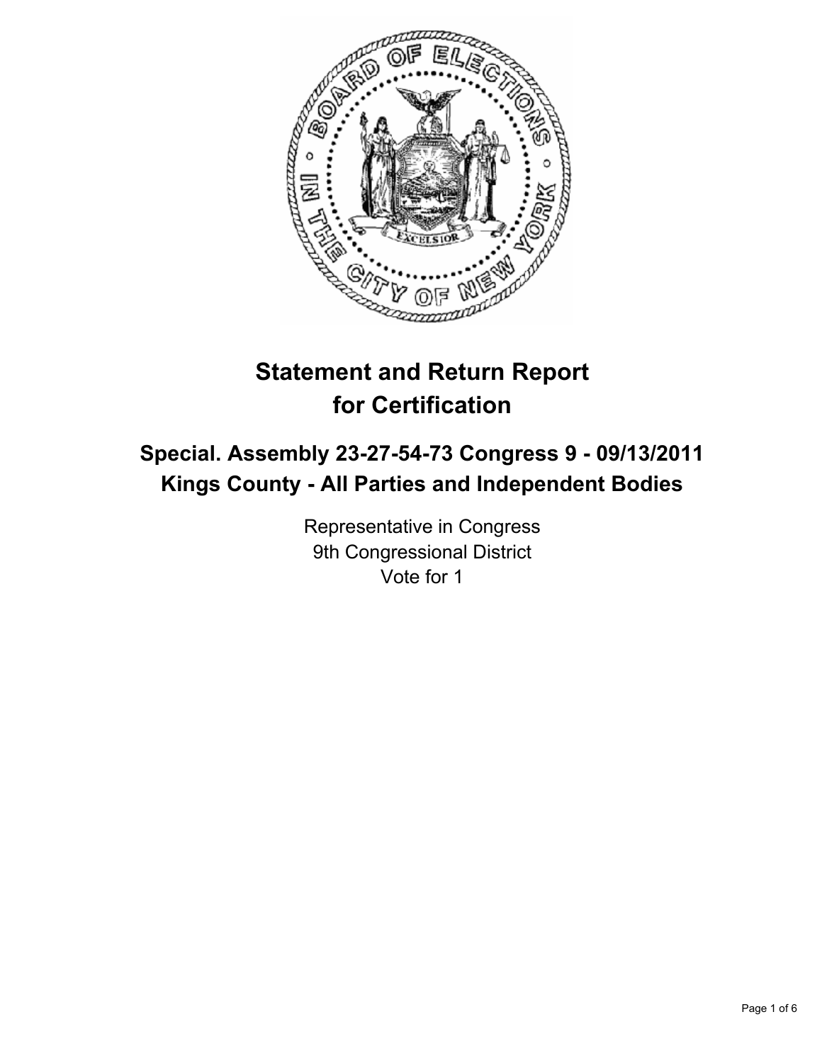# Statement and Return Report for Certification

## Special. Assembly 23-27-54-73 Congress 9 - 09/13/2011
## Kings County - All Parties and Independent Bodies

Representative in Congress
9th Congressional District
Vote for 1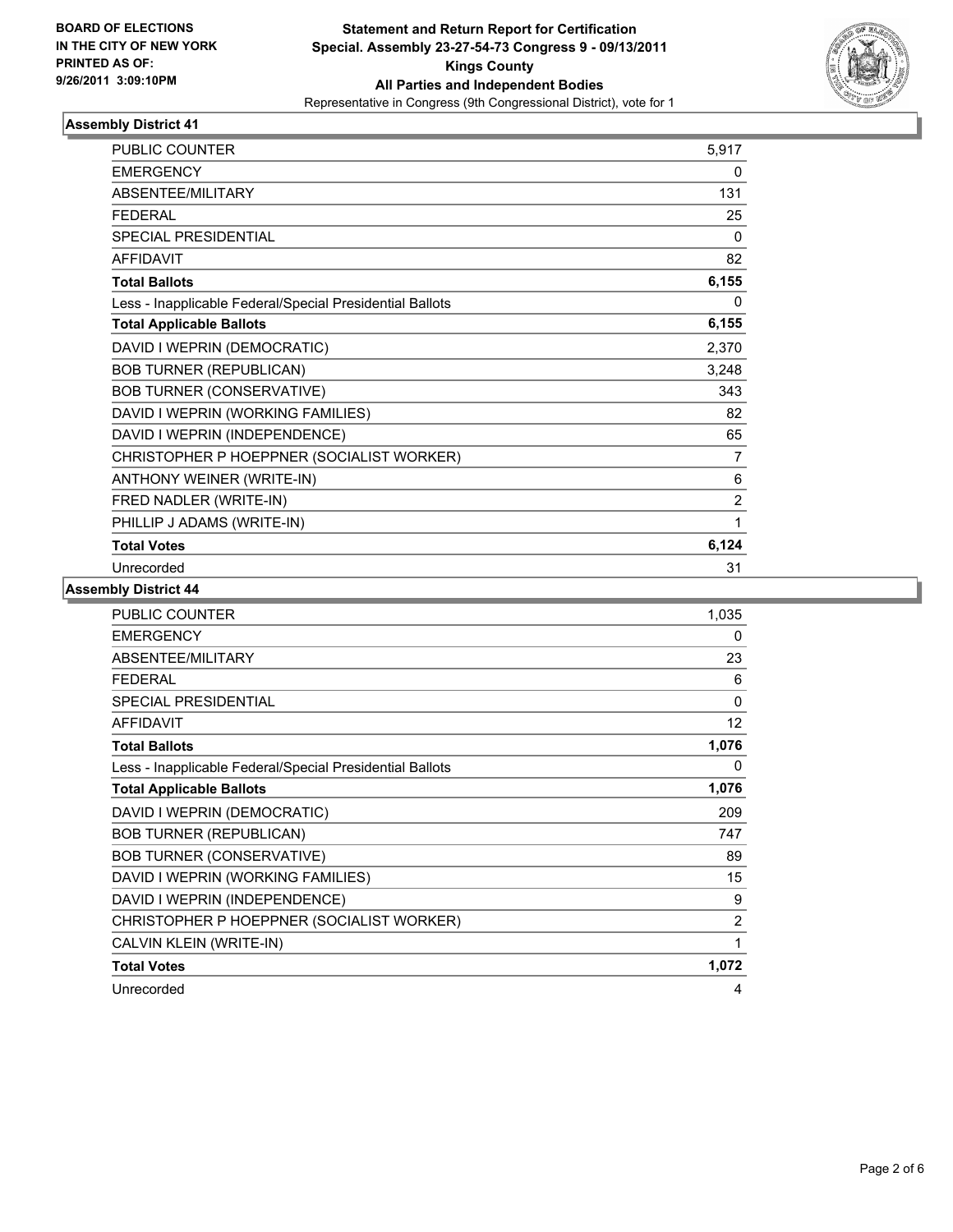**BOARD OF ELECTIONS IN THE CITY OF NEW YORK PRINTED AS OF: 9/26/2011 3:09:10PM**

**Statement and Return Report for Certification**
**Special. Assembly 23-27-54-73 Congress 9 - 09/13/2011**
**Kings County**
**All Parties and Independent Bodies**
Representative in Congress (9th Congressional District), vote for 1

### Assembly District 41

| | |
|---|---|
| PUBLIC COUNTER | 5,917 |
| EMERGENCY | 0 |
| ABSENTEE/MILITARY | 131 |
| FEDERAL | 25 |
| SPECIAL PRESIDENTIAL | 0 |
| AFFIDAVIT | 82 |
| **Total Ballots** | **6,155** |
| Less - Inapplicable Federal/Special Presidential Ballots | 0 |
| **Total Applicable Ballots** | **6,155** |
| DAVID I WEPRIN (DEMOCRATIC) | 2,370 |
| BOB TURNER (REPUBLICAN) | 3,248 |
| BOB TURNER (CONSERVATIVE) | 343 |
| DAVID I WEPRIN (WORKING FAMILIES) | 82 |
| DAVID I WEPRIN (INDEPENDENCE) | 65 |
| CHRISTOPHER P HOEPPNER (SOCIALIST WORKER) | 7 |
| ANTHONY WEINER (WRITE-IN) | 6 |
| FRED NADLER (WRITE-IN) | 2 |
| PHILLIP J ADAMS (WRITE-IN) | 1 |
| **Total Votes** | **6,124** |
| Unrecorded | 31 |

### Assembly District 44

| | |
|---|---|
| PUBLIC COUNTER | 1,035 |
| EMERGENCY | 0 |
| ABSENTEE/MILITARY | 23 |
| FEDERAL | 6 |
| SPECIAL PRESIDENTIAL | 0 |
| AFFIDAVIT | 12 |
| **Total Ballots** | **1,076** |
| Less - Inapplicable Federal/Special Presidential Ballots | 0 |
| **Total Applicable Ballots** | **1,076** |
| DAVID I WEPRIN (DEMOCRATIC) | 209 |
| BOB TURNER (REPUBLICAN) | 747 |
| BOB TURNER (CONSERVATIVE) | 89 |
| DAVID I WEPRIN (WORKING FAMILIES) | 15 |
| DAVID I WEPRIN (INDEPENDENCE) | 9 |
| CHRISTOPHER P HOEPPNER (SOCIALIST WORKER) | 2 |
| CALVIN KLEIN (WRITE-IN) | 1 |
| **Total Votes** | **1,072** |
| Unrecorded | 4 |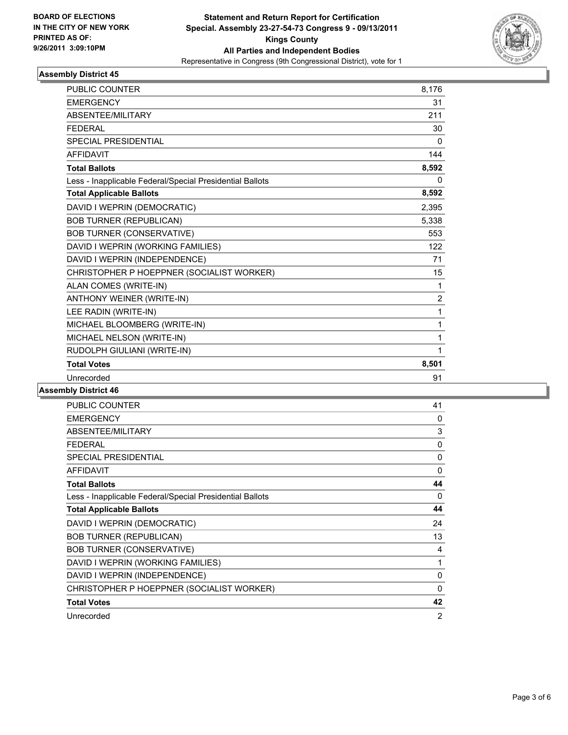**BOARD OF ELECTIONS IN THE CITY OF NEW YORK PRINTED AS OF: 9/26/2011 3:09:10PM**

**Statement and Return Report for Certification**
**Special. Assembly 23-27-54-73 Congress 9 - 09/13/2011**
**Kings County**
**All Parties and Independent Bodies**
Representative in Congress (9th Congressional District), vote for 1

### Assembly District 45

| | |
|---|---|
| PUBLIC COUNTER | 8,176 |
| EMERGENCY | 31 |
| ABSENTEE/MILITARY | 211 |
| FEDERAL | 30 |
| SPECIAL PRESIDENTIAL | 0 |
| AFFIDAVIT | 144 |
| **Total Ballots** | **8,592** |
| Less - Inapplicable Federal/Special Presidential Ballots | 0 |
| **Total Applicable Ballots** | **8,592** |
| DAVID I WEPRIN (DEMOCRATIC) | 2,395 |
| BOB TURNER (REPUBLICAN) | 5,338 |
| BOB TURNER (CONSERVATIVE) | 553 |
| DAVID I WEPRIN (WORKING FAMILIES) | 122 |
| DAVID I WEPRIN (INDEPENDENCE) | 71 |
| CHRISTOPHER P HOEPPNER (SOCIALIST WORKER) | 15 |
| ALAN COMES (WRITE-IN) | 1 |
| ANTHONY WEINER (WRITE-IN) | 2 |
| LEE RADIN (WRITE-IN) | 1 |
| MICHAEL BLOOMBERG (WRITE-IN) | 1 |
| MICHAEL NELSON (WRITE-IN) | 1 |
| RUDOLPH GIULIANI (WRITE-IN) | 1 |
| **Total Votes** | **8,501** |
| Unrecorded | 91 |

### Assembly District 46

| | |
|---|---|
| PUBLIC COUNTER | 41 |
| EMERGENCY | 0 |
| ABSENTEE/MILITARY | 3 |
| FEDERAL | 0 |
| SPECIAL PRESIDENTIAL | 0 |
| AFFIDAVIT | 0 |
| **Total Ballots** | **44** |
| Less - Inapplicable Federal/Special Presidential Ballots | 0 |
| **Total Applicable Ballots** | **44** |
| DAVID I WEPRIN (DEMOCRATIC) | 24 |
| BOB TURNER (REPUBLICAN) | 13 |
| BOB TURNER (CONSERVATIVE) | 4 |
| DAVID I WEPRIN (WORKING FAMILIES) | 1 |
| DAVID I WEPRIN (INDEPENDENCE) | 0 |
| CHRISTOPHER P HOEPPNER (SOCIALIST WORKER) | 0 |
| **Total Votes** | **42** |
| Unrecorded | 2 |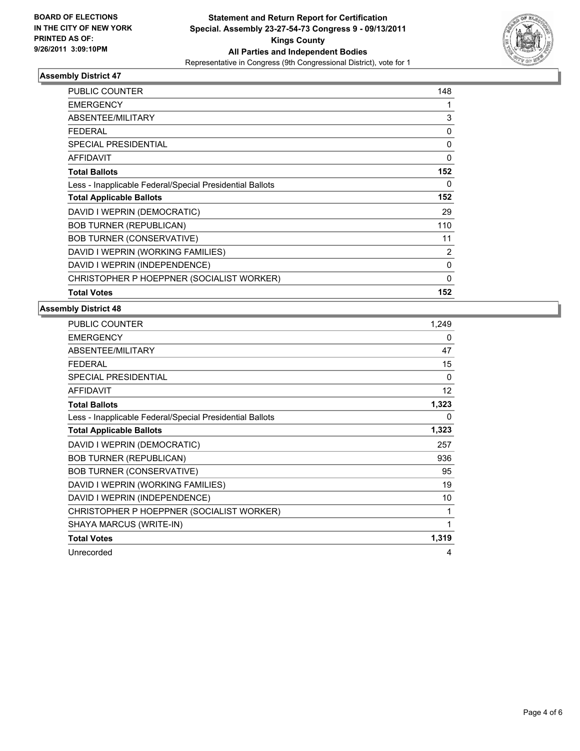**BOARD OF ELECTIONS IN THE CITY OF NEW YORK PRINTED AS OF: 9/26/2011 3:09:10PM**

**Statement and Return Report for Certification**
**Special. Assembly 23-27-54-73 Congress 9 - 09/13/2011**
**Kings County**
**All Parties and Independent Bodies**
Representative in Congress (9th Congressional District), vote for 1

### Assembly District 47

| | |
|---|---|
| PUBLIC COUNTER | 148 |
| EMERGENCY | 1 |
| ABSENTEE/MILITARY | 3 |
| FEDERAL | 0 |
| SPECIAL PRESIDENTIAL | 0 |
| AFFIDAVIT | 0 |
| **Total Ballots** | **152** |
| Less - Inapplicable Federal/Special Presidential Ballots | 0 |
| **Total Applicable Ballots** | **152** |
| DAVID I WEPRIN (DEMOCRATIC) | 29 |
| BOB TURNER (REPUBLICAN) | 110 |
| BOB TURNER (CONSERVATIVE) | 11 |
| DAVID I WEPRIN (WORKING FAMILIES) | 2 |
| DAVID I WEPRIN (INDEPENDENCE) | 0 |
| CHRISTOPHER P HOEPPNER (SOCIALIST WORKER) | 0 |
| **Total Votes** | **152** |

### Assembly District 48

| | |
|---|---|
| PUBLIC COUNTER | 1,249 |
| EMERGENCY | 0 |
| ABSENTEE/MILITARY | 47 |
| FEDERAL | 15 |
| SPECIAL PRESIDENTIAL | 0 |
| AFFIDAVIT | 12 |
| **Total Ballots** | **1,323** |
| Less - Inapplicable Federal/Special Presidential Ballots | 0 |
| **Total Applicable Ballots** | **1,323** |
| DAVID I WEPRIN (DEMOCRATIC) | 257 |
| BOB TURNER (REPUBLICAN) | 936 |
| BOB TURNER (CONSERVATIVE) | 95 |
| DAVID I WEPRIN (WORKING FAMILIES) | 19 |
| DAVID I WEPRIN (INDEPENDENCE) | 10 |
| CHRISTOPHER P HOEPPNER (SOCIALIST WORKER) | 1 |
| SHAYA MARCUS (WRITE-IN) | 1 |
| **Total Votes** | **1,319** |
| Unrecorded | 4 |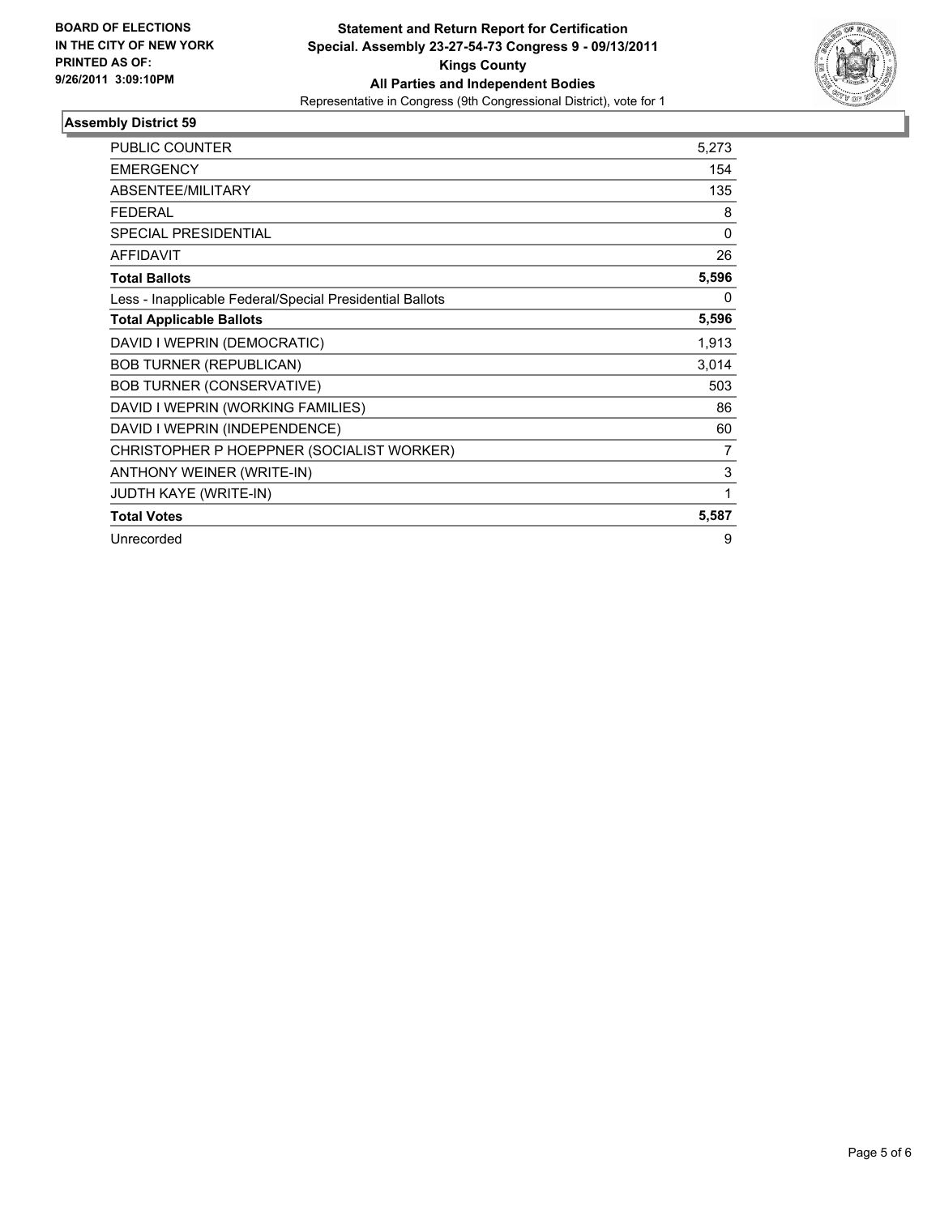**BOARD OF ELECTIONS IN THE CITY OF NEW YORK PRINTED AS OF: 9/26/2011 3:09:10PM**

**Statement and Return Report for Certification Special. Assembly 23-27-54-73 Congress 9 - 09/13/2011 Kings County All Parties and Independent Bodies**

Representative in Congress (9th Congressional District), vote for 1

## Assembly District 59

| | |
|---|---|
| PUBLIC COUNTER | 5,273 |
| EMERGENCY | 154 |
| ABSENTEE/MILITARY | 135 |
| FEDERAL | 8 |
| SPECIAL PRESIDENTIAL | 0 |
| AFFIDAVIT | 26 |
| **Total Ballots** | **5,596** |
| Less - Inapplicable Federal/Special Presidential Ballots | 0 |
| **Total Applicable Ballots** | **5,596** |
| DAVID I WEPRIN (DEMOCRATIC) | 1,913 |
| BOB TURNER (REPUBLICAN) | 3,014 |
| BOB TURNER (CONSERVATIVE) | 503 |
| DAVID I WEPRIN (WORKING FAMILIES) | 86 |
| DAVID I WEPRIN (INDEPENDENCE) | 60 |
| CHRISTOPHER P HOEPPNER (SOCIALIST WORKER) | 7 |
| ANTHONY WEINER (WRITE-IN) | 3 |
| JUDTH KAYE (WRITE-IN) | 1 |
| **Total Votes** | **5,587** |
| Unrecorded | 9 |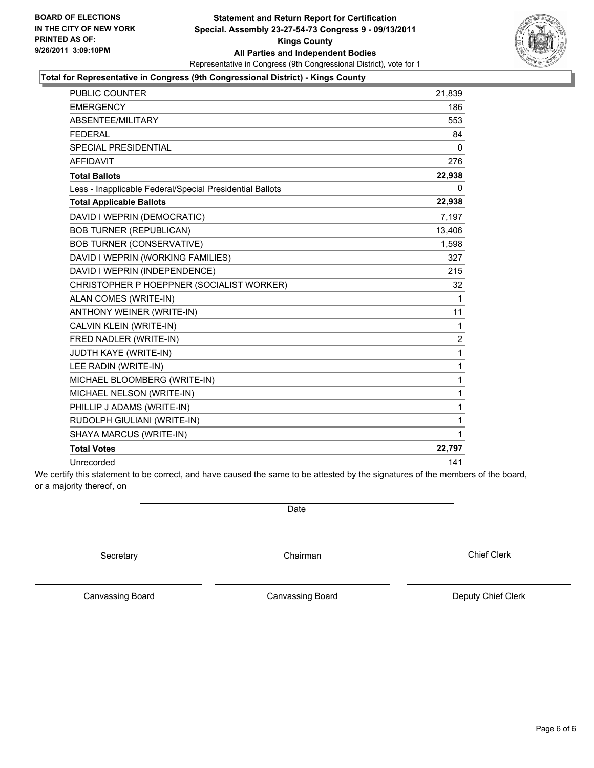**BOARD OF ELECTIONS IN THE CITY OF NEW YORK PRINTED AS OF: 9/26/2011 3:09:10PM**

**Statement and Return Report for Certification**
**Special. Assembly 23-27-54-73 Congress 9 - 09/13/2011**
**Kings County**
**All Parties and Independent Bodies**
Representative in Congress (9th Congressional District), vote for 1

### Total for Representative in Congress (9th Congressional District) - Kings County

| | |
|---|---|
| PUBLIC COUNTER | 21,839 |
| EMERGENCY | 186 |
| ABSENTEE/MILITARY | 553 |
| FEDERAL | 84 |
| SPECIAL PRESIDENTIAL | 0 |
| AFFIDAVIT | 276 |
| **Total Ballots** | **22,938** |
| Less - Inapplicable Federal/Special Presidential Ballots | 0 |
| **Total Applicable Ballots** | **22,938** |
| DAVID I WEPRIN (DEMOCRATIC) | 7,197 |
| BOB TURNER (REPUBLICAN) | 13,406 |
| BOB TURNER (CONSERVATIVE) | 1,598 |
| DAVID I WEPRIN (WORKING FAMILIES) | 327 |
| DAVID I WEPRIN (INDEPENDENCE) | 215 |
| CHRISTOPHER P HOEPPNER (SOCIALIST WORKER) | 32 |
| ALAN COMES (WRITE-IN) | 1 |
| ANTHONY WEINER (WRITE-IN) | 11 |
| CALVIN KLEIN (WRITE-IN) | 1 |
| FRED NADLER (WRITE-IN) | 2 |
| JUDTH KAYE (WRITE-IN) | 1 |
| LEE RADIN (WRITE-IN) | 1 |
| MICHAEL BLOOMBERG (WRITE-IN) | 1 |
| MICHAEL NELSON (WRITE-IN) | 1 |
| PHILLIP J ADAMS (WRITE-IN) | 1 |
| RUDOLPH GIULIANI (WRITE-IN) | 1 |
| SHAYA MARCUS (WRITE-IN) | 1 |
| **Total Votes** | **22,797** |
| Unrecorded | 141 |

We certify this statement to be correct, and have caused the same to be attested by the signatures of the members of the board, or a majority thereof, on

Date

Secretary | Chairman | Chief Clerk

Canvassing Board | Canvassing Board | Deputy Chief Clerk